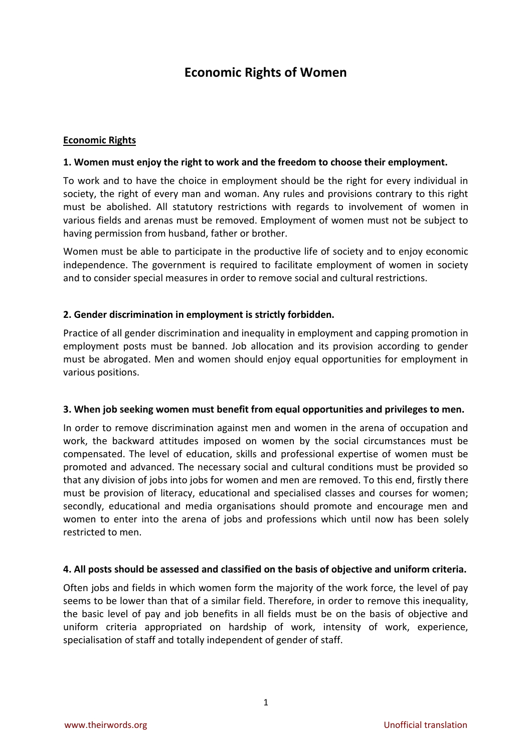# Economic Rights of Women

## Economic Rights

### 1. Women must enjoy the right to work and the freedom to choose their employment.

To work and to have the choice in employment should be the right for every individual in society, the right of every man and woman. Any rules and provisions contrary to this right must be abolished. All statutory restrictions with regards to involvement of women in various fields and arenas must be removed. Employment of women must not be subject to having permission from husband, father or brother.

Women must be able to participate in the productive life of society and to enjoy economic independence. The government is required to facilitate employment of women in society and to consider special measures in order to remove social and cultural restrictions.

### 2. Gender discrimination in employment is strictly forbidden.

Practice of all gender discrimination and inequality in employment and capping promotion in employment posts must be banned. Job allocation and its provision according to gender must be abrogated. Men and women should enjoy equal opportunities for employment in various positions.

### 3. When job seeking women must benefit from equal opportunities and privileges to men.

In order to remove discrimination against men and women in the arena of occupation and work, the backward attitudes imposed on women by the social circumstances must be compensated. The level of education, skills and professional expertise of women must be promoted and advanced. The necessary social and cultural conditions must be provided so that any division of jobs into jobs for women and men are removed. To this end, firstly there must be provision of literacy, educational and specialised classes and courses for women; secondly, educational and media organisations should promote and encourage men and women to enter into the arena of jobs and professions which until now has been solely restricted to men.

### 4. All posts should be assessed and classified on the basis of objective and uniform criteria.

Often jobs and fields in which women form the majority of the work force, the level of pay seems to be lower than that of a similar field. Therefore, in order to remove this inequality, the basic level of pay and job benefits in all fields must be on the basis of objective and uniform criteria appropriated on hardship of work, intensity of work, experience, specialisation of staff and totally independent of gender of staff.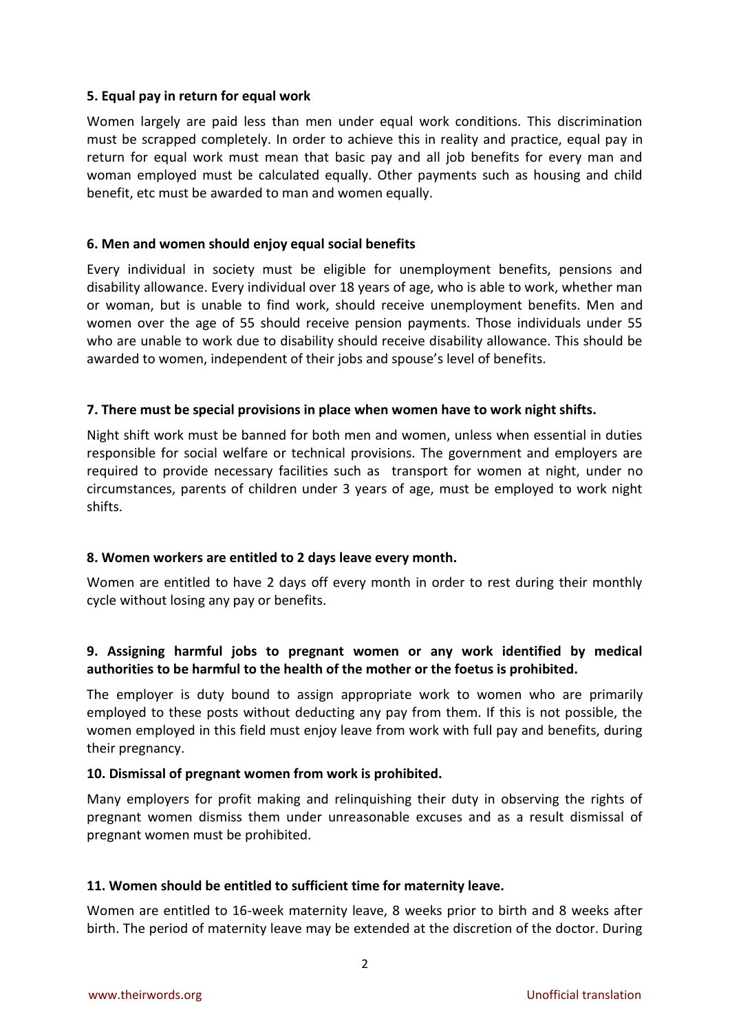**5. Equal pay in return for equal work**

Women largely are paid less than men under equal work conditions. This discrimination must be scrapped completely. In order to achieve this in reality and practice, equal pay in return for equal work must mean that basic pay and all job benefits for every man and woman employed must be calculated equally. Other payments such as housing and child benefit, etc must be awarded to man and women equally.

**6. Men and women should enjoy equal social benefits**

Every individual in society must be eligible for unemployment benefits, pensions and disability allowance. Every individual over 18 years of age, who is able to work, whether man or woman, but is unable to find work, should receive unemployment benefits. Men and women over the age of 55 should receive pension payments. Those individuals under 55 who are unable to work due to disability should receive disability allowance. This should be awarded to women, independent of their jobs and spouse's level of benefits.

**7. There must be special provisions in place when women have to work night shifts.**

Night shift work must be banned for both men and women, unless when essential in duties responsible for social welfare or technical provisions. The government and employers are required to provide necessary facilities such as transport for women at night, under no circumstances, parents of children under 3 years of age, must be employed to work night shifts.

**8. Women workers are entitled to 2 days leave every month.**

Women are entitled to have 2 days off every month in order to rest during their monthly cycle without losing any pay or benefits.

**9. Assigning harmful jobs to pregnant women or any work identified by medical authorities to be harmful to the health of the mother or the foetus is prohibited.**

The employer is duty bound to assign appropriate work to women who are primarily employed to these posts without deducting any pay from them. If this is not possible, the women employed in this field must enjoy leave from work with full pay and benefits, during their pregnancy.

**10. Dismissal of pregnant women from work is prohibited.**

Many employers for profit making and relinquishing their duty in observing the rights of pregnant women dismiss them under unreasonable excuses and as a result dismissal of pregnant women must be prohibited.

**11. Women should be entitled to sufficient time for maternity leave.**

Women are entitled to 16-week maternity leave, 8 weeks prior to birth and 8 weeks after birth. The period of maternity leave may be extended at the discretion of the doctor. During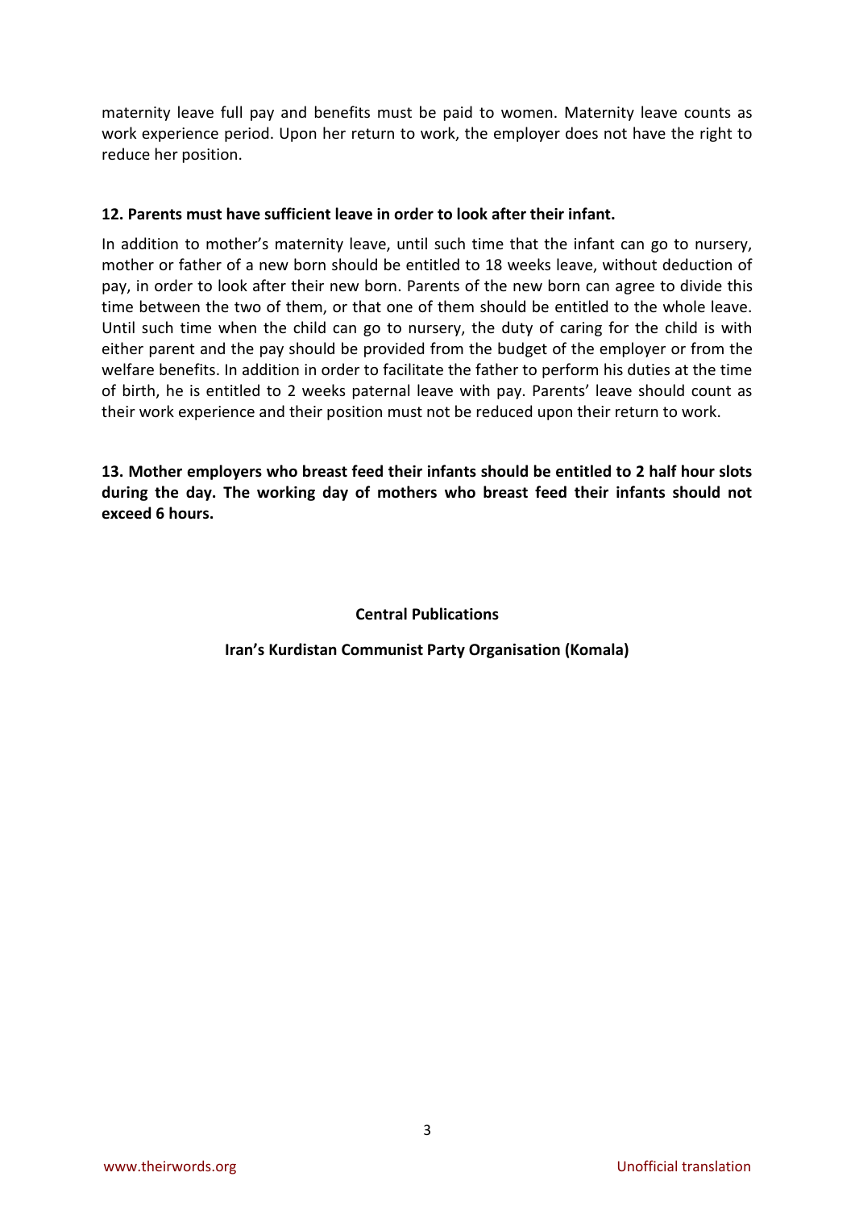maternity leave full pay and benefits must be paid to women. Maternity leave counts as work experience period. Upon her return to work, the employer does not have the right to reduce her position.

**12. Parents must have sufficient leave in order to look after their infant.**

In addition to mother's maternity leave, until such time that the infant can go to nursery, mother or father of a new born should be entitled to 18 weeks leave, without deduction of pay, in order to look after their new born. Parents of the new born can agree to divide this time between the two of them, or that one of them should be entitled to the whole leave. Until such time when the child can go to nursery, the duty of caring for the child is with either parent and the pay should be provided from the budget of the employer or from the welfare benefits. In addition in order to facilitate the father to perform his duties at the time of birth, he is entitled to 2 weeks paternal leave with pay. Parents' leave should count as their work experience and their position must not be reduced upon their return to work.

**13. Mother employers who breast feed their infants should be entitled to 2 half hour slots during the day. The working day of mothers who breast feed their infants should not exceed 6 hours.**

**Central Publications**

**Iran's Kurdistan Communist Party Organisation (Komala)**